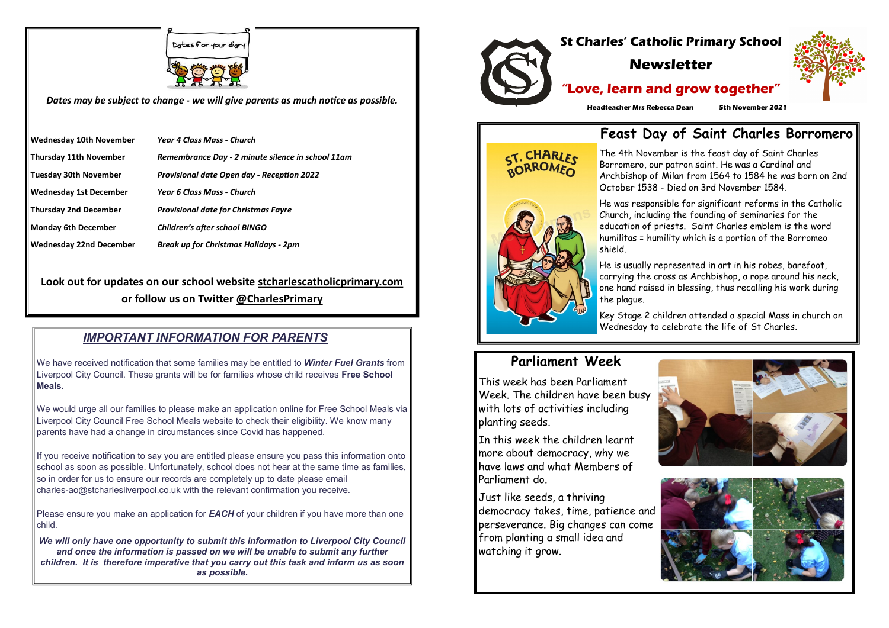# St Charles' Catholic Primary School

## Newsletter

**"Love, learn and grow together"**

**Headteacher Mrs Rebecca Dean** **5th November 2021**

## Dates for your diary

*Dates may be subject to change - we will give parents as much notice as possible.*

| | |
|---|---|
| **Wednesday 10th November** | ***Year 4 Class Mass - Church*** |
| **Thursday 11th November** | ***Remembrance Day - 2 minute silence in school 11am*** |
| **Tuesday 30th November** | ***Provisional date Open day - Reception 2022*** |
| **Wednesday 1st December** | ***Year 6 Class Mass - Church*** |
| **Thursday 2nd December** | ***Provisional date for Christmas Fayre*** |
| **Monday 6th December** | ***Children's after school BINGO*** |
| **Wednesday 22nd December** | ***Break up for Christmas Holidays - 2pm*** |

**Look out for updates on our school website stcharlescatholicprimary.com or follow us on Twitter @CharlesPrimary**

## *IMPORTANT INFORMATION FOR PARENTS*

We have received notification that some families may be entitled to ***Winter Fuel Grants*** from Liverpool City Council. These grants will be for families whose child receives **Free School Meals.**

We would urge all our families to please make an application online for Free School Meals via Liverpool City Council Free School Meals website to check their eligibility. We know many parents have had a change in circumstances since Covid has happened.

If you receive notification to say you are entitled please ensure you pass this information onto school as soon as possible. Unfortunately, school does not hear at the same time as families, so in order for us to ensure our records are completely up to date please email charles-ao@stcharlesliverpool.co.uk with the relevant confirmation you receive.

Please ensure you make an application for ***EACH*** of your children if you have more than one child.

***We will only have one opportunity to submit this information to Liverpool City Council and once the information is passed on we will be unable to submit any further children. It is therefore imperative that you carry out this task and inform us as soon as possible.***

## Feast Day of Saint Charles Borromero

The 4th November is the feast day of Saint Charles Borromero, our patron saint. He was a Cardinal and Archbishop of Milan from 1564 to 1584 he was born on 2nd October 1538 - Died on 3rd November 1584.

He was responsible for significant reforms in the Catholic Church, including the founding of seminaries for the education of priests. Saint Charles emblem is the word humilitas = humility which is a portion of the Borromeo shield.

He is usually represented in art in his robes, barefoot, carrying the cross as Archbishop, a rope around his neck, one hand raised in blessing, thus recalling his work during the plague.

Key Stage 2 children attended a special Mass in church on Wednesday to celebrate the life of St Charles.

## Parliament Week

This week has been Parliament Week. The children have been busy with lots of activities including planting seeds.

In this week the children learnt more about democracy, why we have laws and what Members of Parliament do.

Just like seeds, a thriving democracy takes, time, patience and perseverance. Big changes can come from planting a small idea and watching it grow.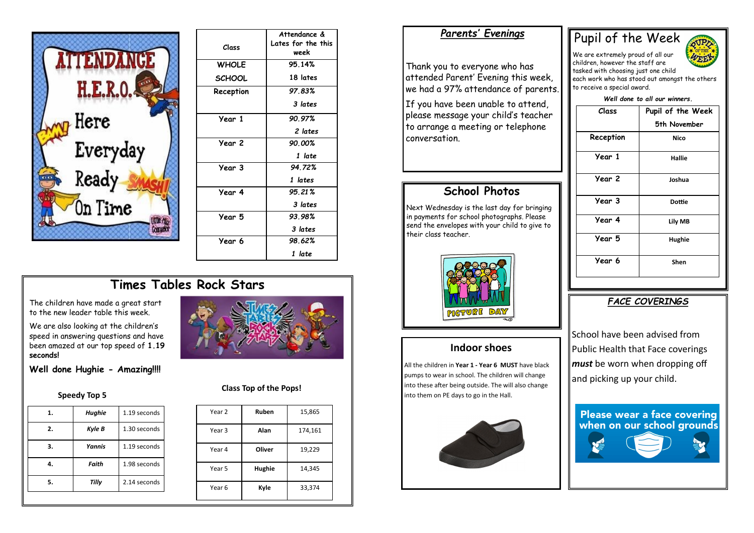| Class | Attendance & Lates for the this week |
|---|---|
| WHOLE SCHOOL | 95.14% 18 lates |
| Reception | 97.83% 3 lates |
| Year 1 | 90.97% 2 lates |
| Year 2 | 90.00% 1 late |
| Year 3 | 94.72% 1 lates |
| Year 4 | 95.21% 3 lates |
| Year 5 | 93.98% 3 lates |
| Year 6 | 98.62% 1 late |

## Times Tables Rock Stars

The children have made a great start to the new leader table this week.

We are also looking at the children's speed in answering questions and have been amazed at our top speed of **1.19 seconds!**

**Well done Hughie - Amazing!!!!**

**Speedy Top 5**

| | | |
|---|---|---|
| 1. | *Hughie* | 1.19 seconds |
| 2. | *Kyle B* | 1.30 seconds |
| 3. | *Yannis* | 1.19 seconds |
| 4. | *Faith* | 1.98 seconds |
| 5. | *Tilly* | 2.14 seconds |

**Class Top of the Pops!**

| | | |
|---|---|---|
| Year 2 | Ruben | 15,865 |
| Year 3 | Alan | 174,161 |
| Year 4 | Oliver | 19,229 |
| Year 5 | Hughie | 14,345 |
| Year 6 | Kyle | 33,374 |

## *Parents' Evenings*

Thank you to everyone who has attended Parent' Evening this week, we had a 97% attendance of parents.

If you have been unable to attend, please message your child's teacher to arrange a meeting or telephone conversation.

## School Photos

Next Wednesday is the last day for bringing in payments for school photographs. Please send the envelopes with your child to give to their class teacher.

## Indoor shoes

All the children in **Year 1 - Year 6 MUST** have black pumps to wear in school. The children will change into these after being outside. The will also change into them on PE days to go in the Hall.

## Pupil of the Week

We are extremely proud of all our children, however the staff are tasked with choosing just one child each work who has stood out amongst the others to receive a special award.

***Well done to all our winners.***

| Class | Pupil of the Week 5th November |
|---|---|
| Reception | Nico |
| Year 1 | Hallie |
| Year 2 | Joshua |
| Year 3 | Dottie |
| Year 4 | Lily MB |
| Year 5 | Hughie |
| Year 6 | Shen |

## *FACE COVERINGS*

School have been advised from Public Health that Face coverings ***must*** be worn when dropping off and picking up your child.

**Please wear a face covering when on our school grounds**